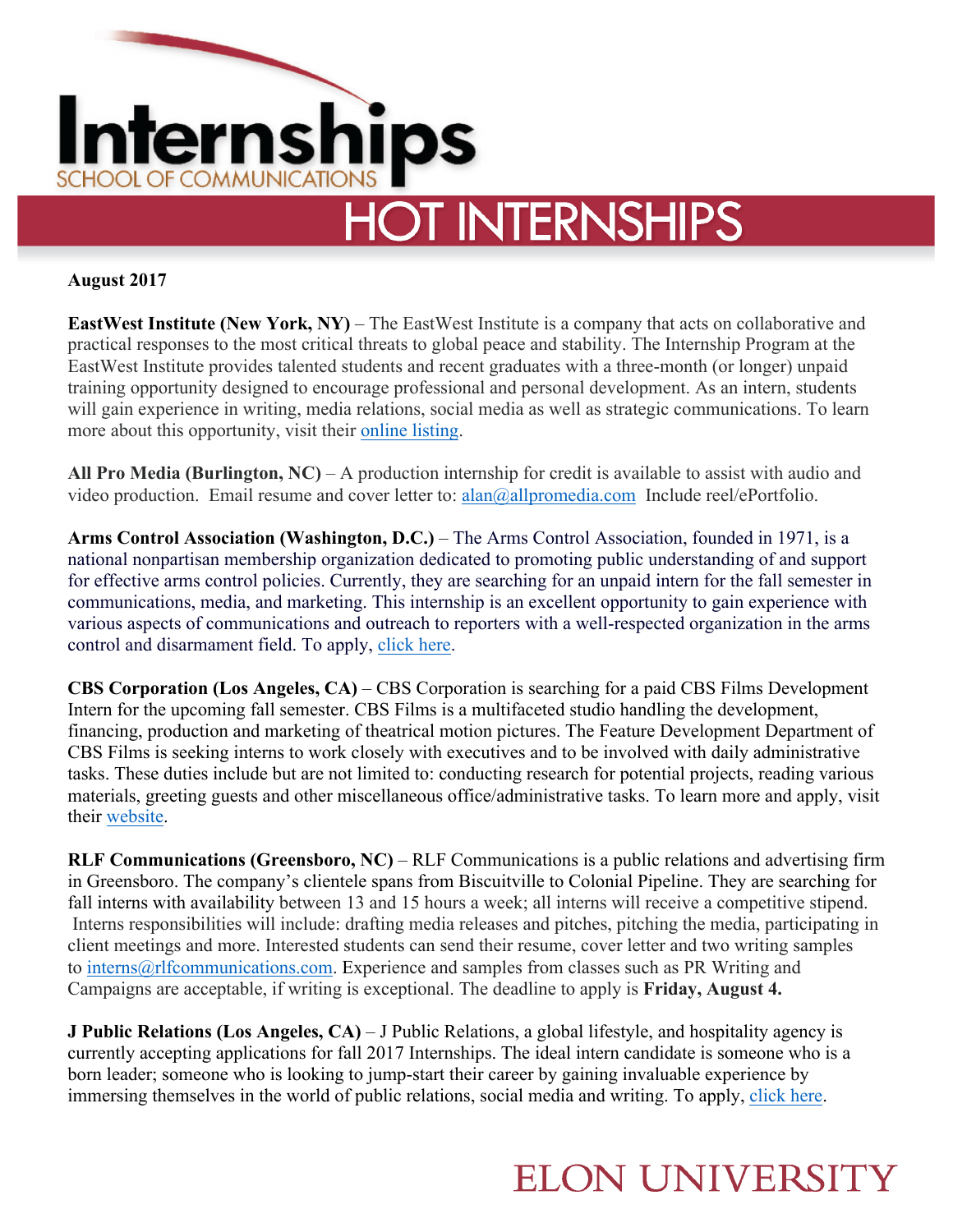# Internships

SCHOOL OF COMMUNICATIONS

## HOT INTERNSHIPS

**August 2017**

**EastWest Institute (New York, NY)** – The EastWest Institute is a company that acts on collaborative and practical responses to the most critical threats to global peace and stability. The Internship Program at the EastWest Institute provides talented students and recent graduates with a three-month (or longer) unpaid training opportunity designed to encourage professional and personal development. As an intern, students will gain experience in writing, media relations, social media as well as strategic communications. To learn more about this opportunity, visit their online listing.

**All Pro Media (Burlington, NC)** – A production internship for credit is available to assist with audio and video production. Email resume and cover letter to: alan@allpromedia.com Include reel/ePortfolio.

**Arms Control Association (Washington, D.C.)** – The Arms Control Association, founded in 1971, is a national nonpartisan membership organization dedicated to promoting public understanding of and support for effective arms control policies. Currently, they are searching for an unpaid intern for the fall semester in communications, media, and marketing. This internship is an excellent opportunity to gain experience with various aspects of communications and outreach to reporters with a well-respected organization in the arms control and disarmament field. To apply, click here.

**CBS Corporation (Los Angeles, CA)** – CBS Corporation is searching for a paid CBS Films Development Intern for the upcoming fall semester. CBS Films is a multifaceted studio handling the development, financing, production and marketing of theatrical motion pictures. The Feature Development Department of CBS Films is seeking interns to work closely with executives and to be involved with daily administrative tasks. These duties include but are not limited to: conducting research for potential projects, reading various materials, greeting guests and other miscellaneous office/administrative tasks. To learn more and apply, visit their website.

**RLF Communications (Greensboro, NC)** – RLF Communications is a public relations and advertising firm in Greensboro. The company's clientele spans from Biscuitville to Colonial Pipeline. They are searching for fall interns with availability between 13 and 15 hours a week; all interns will receive a competitive stipend. Interns responsibilities will include: drafting media releases and pitches, pitching the media, participating in client meetings and more. Interested students can send their resume, cover letter and two writing samples to interns@rlfcommunications.com. Experience and samples from classes such as PR Writing and Campaigns are acceptable, if writing is exceptional. The deadline to apply is **Friday, August 4.**

**J Public Relations (Los Angeles, CA)** – J Public Relations, a global lifestyle, and hospitality agency is currently accepting applications for fall 2017 Internships. The ideal intern candidate is someone who is a born leader; someone who is looking to jump-start their career by gaining invaluable experience by immersing themselves in the world of public relations, social media and writing. To apply, click here.

ELON UNIVERSITY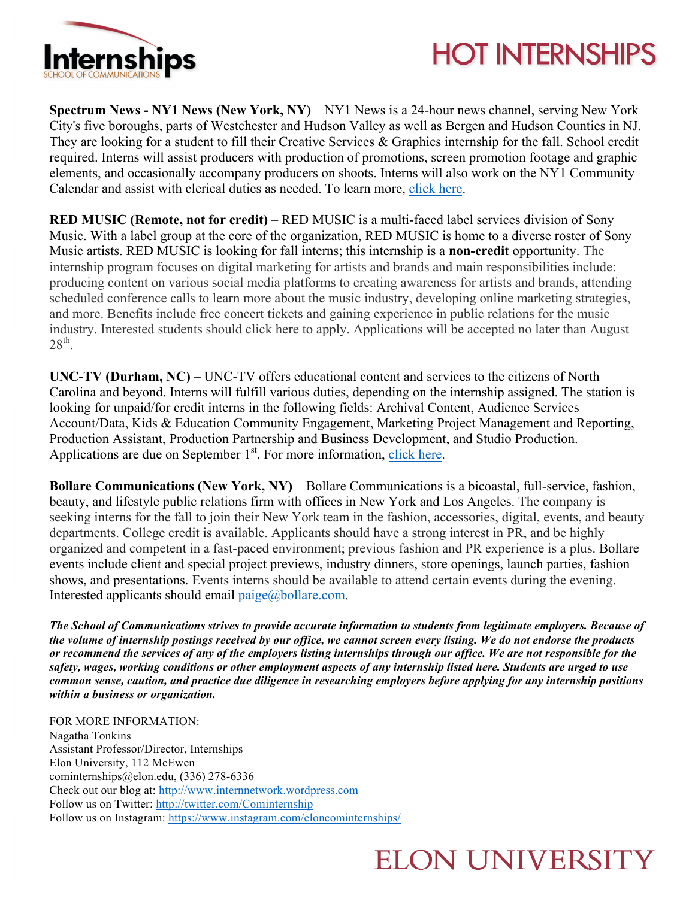# HOT INTERNSHIPS

**Spectrum News - NY1 News (New York, NY)** – NY1 News is a 24-hour news channel, serving New York City's five boroughs, parts of Westchester and Hudson Valley as well as Bergen and Hudson Counties in NJ. They are looking for a student to fill their Creative Services & Graphics internship for the fall. School credit required. Interns will assist producers with production of promotions, screen promotion footage and graphic elements, and occasionally accompany producers on shoots. Interns will also work on the NY1 Community Calendar and assist with clerical duties as needed. To learn more, click here.

**RED MUSIC (Remote, not for credit)** – RED MUSIC is a multi-faced label services division of Sony Music. With a label group at the core of the organization, RED MUSIC is home to a diverse roster of Sony Music artists. RED MUSIC is looking for fall interns; this internship is a **non-credit** opportunity. The internship program focuses on digital marketing for artists and brands and main responsibilities include: producing content on various social media platforms to creating awareness for artists and brands, attending scheduled conference calls to learn more about the music industry, developing online marketing strategies, and more. Benefits include free concert tickets and gaining experience in public relations for the music industry. Interested students should click here to apply. Applications will be accepted no later than August 28th.

**UNC-TV (Durham, NC)** – UNC-TV offers educational content and services to the citizens of North Carolina and beyond. Interns will fulfill various duties, depending on the internship assigned. The station is looking for unpaid/for credit interns in the following fields: Archival Content, Audience Services Account/Data, Kids & Education Community Engagement, Marketing Project Management and Reporting, Production Assistant, Production Partnership and Business Development, and Studio Production. Applications are due on September 1st. For more information, click here.

**Bollare Communications (New York, NY)** – Bollare Communications is a bicoastal, full-service, fashion, beauty, and lifestyle public relations firm with offices in New York and Los Angeles. The company is seeking interns for the fall to join their New York team in the fashion, accessories, digital, events, and beauty departments. College credit is available. Applicants should have a strong interest in PR, and be highly organized and competent in a fast-paced environment; previous fashion and PR experience is a plus. Bollare events include client and special project previews, industry dinners, store openings, launch parties, fashion shows, and presentations. Events interns should be available to attend certain events during the evening. Interested applicants should email paige@bollare.com.

***The School of Communications strives to provide accurate information to students from legitimate employers. Because of the volume of internship postings received by our office, we cannot screen every listing. We do not endorse the products or recommend the services of any of the employers listing internships through our office. We are not responsible for the safety, wages, working conditions or other employment aspects of any internship listed here. Students are urged to use common sense, caution, and practice due diligence in researching employers before applying for any internship positions within a business or organization.***

FOR MORE INFORMATION:
Nagatha Tonkins
Assistant Professor/Director, Internships
Elon University, 112 McEwen
cominternships@elon.edu, (336) 278-6336
Check out our blog at: http://www.internnetwork.wordpress.com
Follow us on Twitter: http://twitter.com/Cominternship
Follow us on Instagram: https://www.instagram.com/eloncominternships/

ELON UNIVERSITY